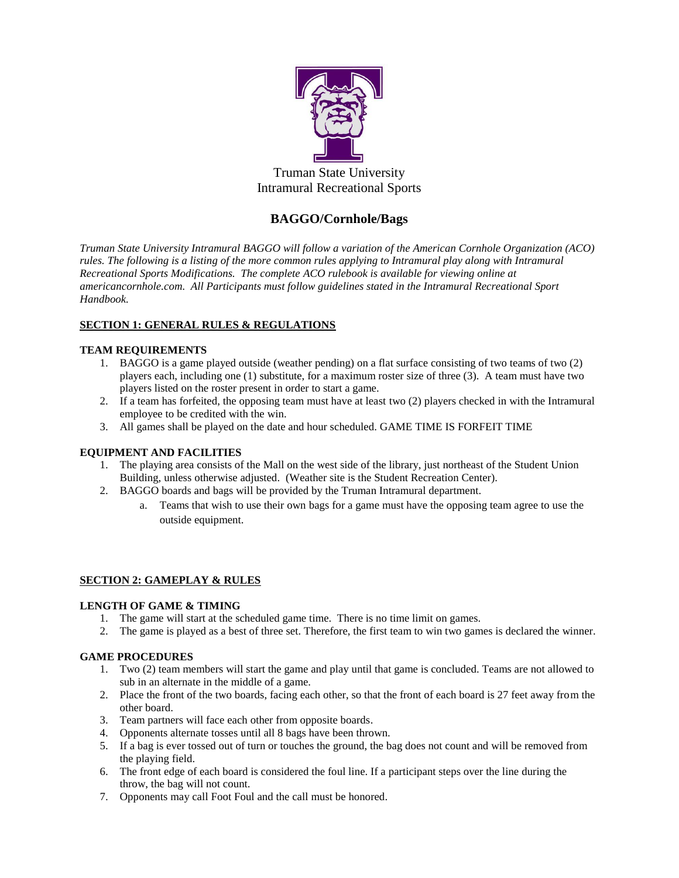Truman State University
Intramural Recreational Sports

# BAGGO/Cornhole/Bags

*Truman State University Intramural BAGGO will follow a variation of the American Cornhole Organization (ACO) rules. The following is a listing of the more common rules applying to Intramural play along with Intramural Recreational Sports Modifications. The complete ACO rulebook is available for viewing online at americancornhole.com. All Participants must follow guidelines stated in the Intramural Recreational Sport Handbook.*

## SECTION 1: GENERAL RULES & REGULATIONS

### TEAM REQUIREMENTS

1. BAGGO is a game played outside (weather pending) on a flat surface consisting of two teams of two (2) players each, including one (1) substitute, for a maximum roster size of three (3). A team must have two players listed on the roster present in order to start a game.
2. If a team has forfeited, the opposing team must have at least two (2) players checked in with the Intramural employee to be credited with the win.
3. All games shall be played on the date and hour scheduled. GAME TIME IS FORFEIT TIME

### EQUIPMENT AND FACILITIES

1. The playing area consists of the Mall on the west side of the library, just northeast of the Student Union Building, unless otherwise adjusted. (Weather site is the Student Recreation Center).
2. BAGGO boards and bags will be provided by the Truman Intramural department.
   a. Teams that wish to use their own bags for a game must have the opposing team agree to use the outside equipment.

## SECTION 2: GAMEPLAY & RULES

### LENGTH OF GAME & TIMING

1. The game will start at the scheduled game time. There is no time limit on games.
2. The game is played as a best of three set. Therefore, the first team to win two games is declared the winner.

### GAME PROCEDURES

1. Two (2) team members will start the game and play until that game is concluded. Teams are not allowed to sub in an alternate in the middle of a game.
2. Place the front of the two boards, facing each other, so that the front of each board is 27 feet away from the other board.
3. Team partners will face each other from opposite boards.
4. Opponents alternate tosses until all 8 bags have been thrown.
5. If a bag is ever tossed out of turn or touches the ground, the bag does not count and will be removed from the playing field.
6. The front edge of each board is considered the foul line. If a participant steps over the line during the throw, the bag will not count.
7. Opponents may call Foot Foul and the call must be honored.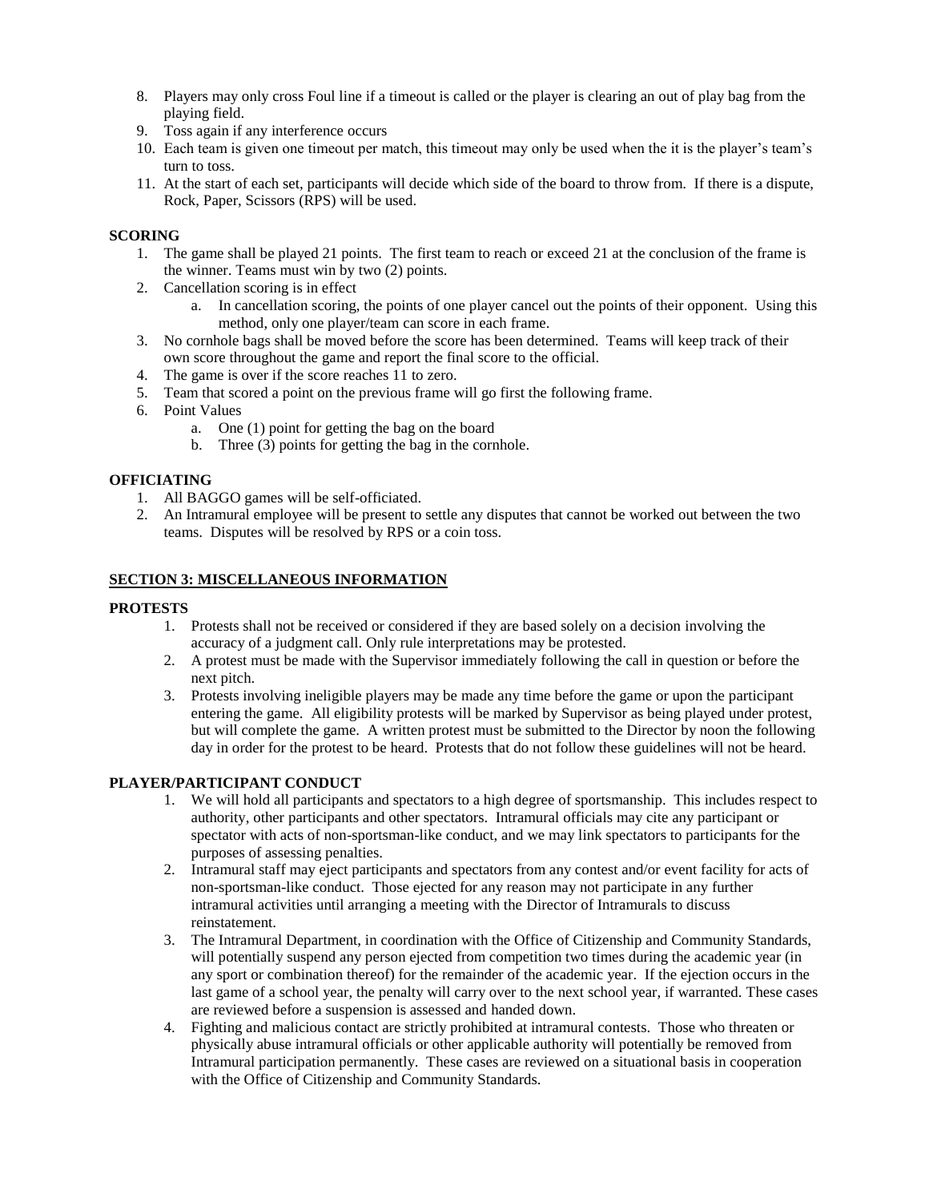8. Players may only cross Foul line if a timeout is called or the player is clearing an out of play bag from the playing field.
9. Toss again if any interference occurs
10. Each team is given one timeout per match, this timeout may only be used when the it is the player's team's turn to toss.
11. At the start of each set, participants will decide which side of the board to throw from. If there is a dispute, Rock, Paper, Scissors (RPS) will be used.

**SCORING**

1. The game shall be played 21 points. The first team to reach or exceed 21 at the conclusion of the frame is the winner. Teams must win by two (2) points.
2. Cancellation scoring is in effect
    a. In cancellation scoring, the points of one player cancel out the points of their opponent. Using this method, only one player/team can score in each frame.
3. No cornhole bags shall be moved before the score has been determined. Teams will keep track of their own score throughout the game and report the final score to the official.
4. The game is over if the score reaches 11 to zero.
5. Team that scored a point on the previous frame will go first the following frame.
6. Point Values
    a. One (1) point for getting the bag on the board
    b. Three (3) points for getting the bag in the cornhole.

**OFFICIATING**

1. All BAGGO games will be self-officiated.
2. An Intramural employee will be present to settle any disputes that cannot be worked out between the two teams. Disputes will be resolved by RPS or a coin toss.

## SECTION 3: MISCELLANEOUS INFORMATION

**PROTESTS**

1. Protests shall not be received or considered if they are based solely on a decision involving the accuracy of a judgment call. Only rule interpretations may be protested.
2. A protest must be made with the Supervisor immediately following the call in question or before the next pitch.
3. Protests involving ineligible players may be made any time before the game or upon the participant entering the game. All eligibility protests will be marked by Supervisor as being played under protest, but will complete the game. A written protest must be submitted to the Director by noon the following day in order for the protest to be heard. Protests that do not follow these guidelines will not be heard.

**PLAYER/PARTICIPANT CONDUCT**

1. We will hold all participants and spectators to a high degree of sportsmanship. This includes respect to authority, other participants and other spectators. Intramural officials may cite any participant or spectator with acts of non-sportsman-like conduct, and we may link spectators to participants for the purposes of assessing penalties.
2. Intramural staff may eject participants and spectators from any contest and/or event facility for acts of non-sportsman-like conduct. Those ejected for any reason may not participate in any further intramural activities until arranging a meeting with the Director of Intramurals to discuss reinstatement.
3. The Intramural Department, in coordination with the Office of Citizenship and Community Standards, will potentially suspend any person ejected from competition two times during the academic year (in any sport or combination thereof) for the remainder of the academic year. If the ejection occurs in the last game of a school year, the penalty will carry over to the next school year, if warranted. These cases are reviewed before a suspension is assessed and handed down.
4. Fighting and malicious contact are strictly prohibited at intramural contests. Those who threaten or physically abuse intramural officials or other applicable authority will potentially be removed from Intramural participation permanently. These cases are reviewed on a situational basis in cooperation with the Office of Citizenship and Community Standards.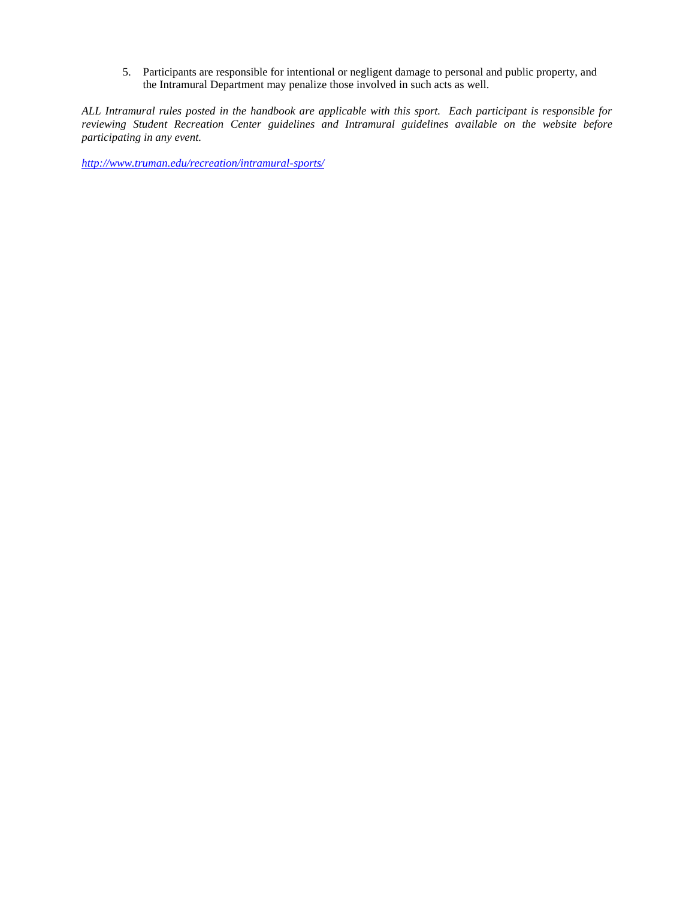5. Participants are responsible for intentional or negligent damage to personal and public property, and the Intramural Department may penalize those involved in such acts as well.

*ALL Intramural rules posted in the handbook are applicable with this sport. Each participant is responsible for reviewing Student Recreation Center guidelines and Intramural guidelines available on the website before participating in any event.*

*http://www.truman.edu/recreation/intramural-sports/*